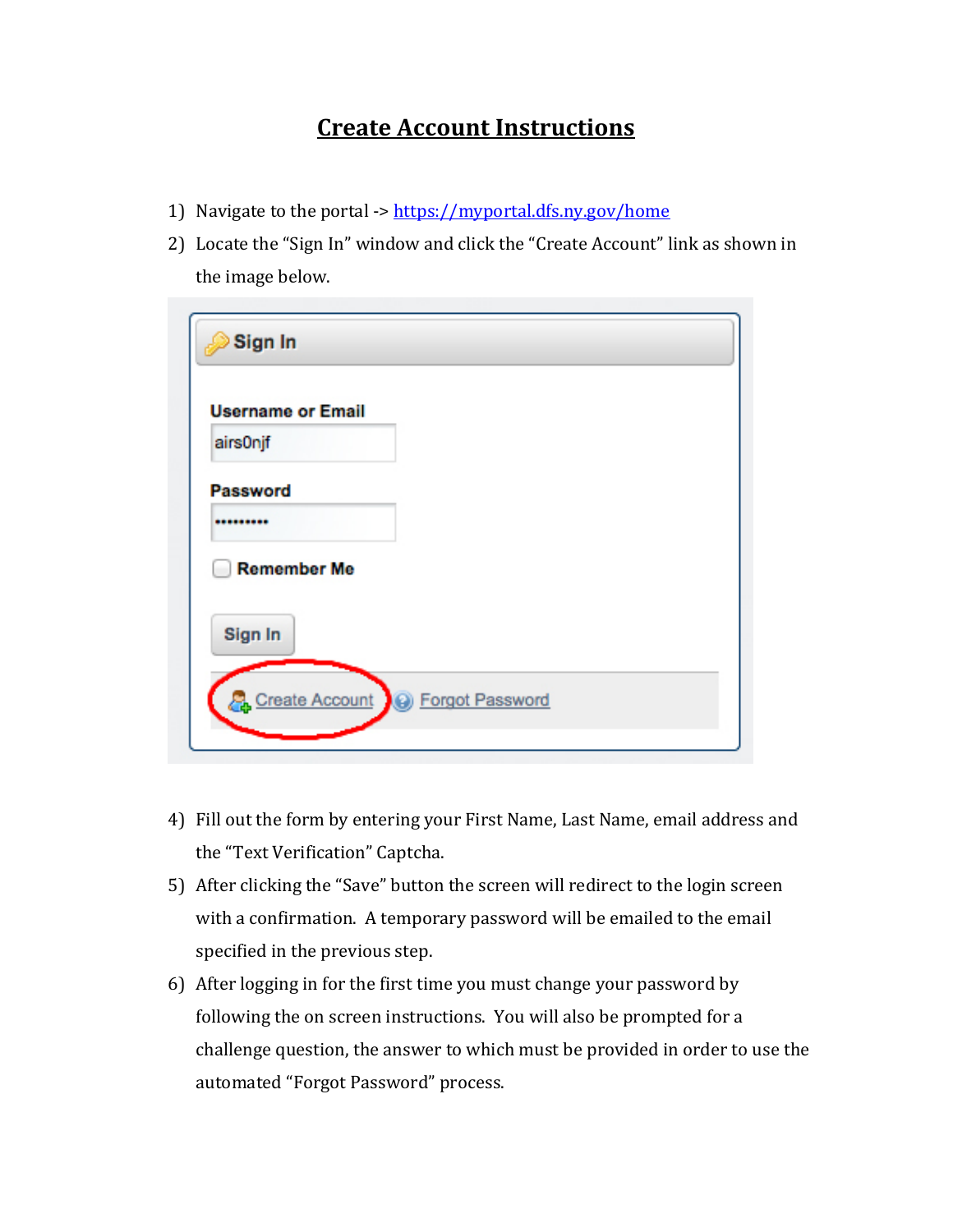# Create Account Instructions

1) Navigate to the portal -> [https://myportal.dfs.ny.gov/home](https://myportal.dfs.ny.gov/home)
2) Locate the "Sign In" window and click the "Create Account" link as shown in the image below.

4) Fill out the form by entering your First Name, Last Name, email address and the "Text Verification" Captcha.
5) After clicking the "Save" button the screen will redirect to the login screen with a confirmation. A temporary password will be emailed to the email specified in the previous step.
6) After logging in for the first time you must change your password by following the on screen instructions. You will also be prompted for a challenge question, the answer to which must be provided in order to use the automated "Forgot Password" process.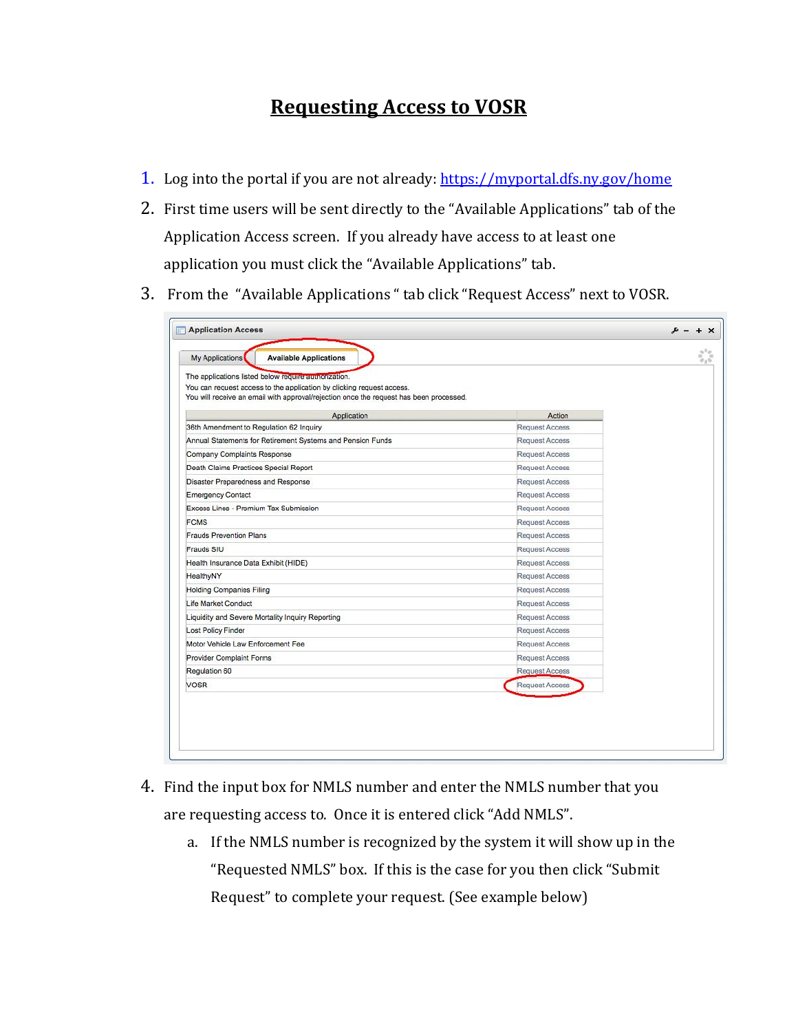# Requesting Access to VOSR

1. Log into the portal if you are not already: https://myportal.dfs.ny.gov/home
2. First time users will be sent directly to the "Available Applications" tab of the Application Access screen. If you already have access to at least one application you must click the "Available Applications" tab.
3. From the "Available Applications " tab click "Request Access" next to VOSR.

**Application Access**

My Applications | **Available Applications**

The applications listed below require authorization.
You can request access to the application by clicking request access.
You will receive an email with approval/rejection once the request has been processed.

| Application | Action |
|---|---|
| 36th Amendment to Regulation 62 Inquiry | Request Access |
| Annual Statements for Retirement Systems and Pension Funds | Request Access |
| Company Complaints Response | Request Access |
| Death Claims Practices Special Report | Request Access |
| Disaster Preparedness and Response | Request Access |
| Emergency Contact | Request Access |
| Excess Lines - Premium Tax Submission | Request Access |
| FCMS | Request Access |
| Frauds Prevention Plans | Request Access |
| Frauds SIU | Request Access |
| Health Insurance Data Exhibit (HIDE) | Request Access |
| HealthyNY | Request Access |
| Holding Companies Filing | Request Access |
| Life Market Conduct | Request Access |
| Liquidity and Severe Mortality Inquiry Reporting | Request Access |
| Lost Policy Finder | Request Access |
| Motor Vehicle Law Enforcement Fee | Request Access |
| Provider Complaint Forms | Request Access |
| Regulation 60 | Request Access |
| VOSR | Request Access |

4. Find the input box for NMLS number and enter the NMLS number that you are requesting access to. Once it is entered click "Add NMLS".
   a. If the NMLS number is recognized by the system it will show up in the "Requested NMLS" box. If this is the case for you then click "Submit Request" to complete your request. (See example below)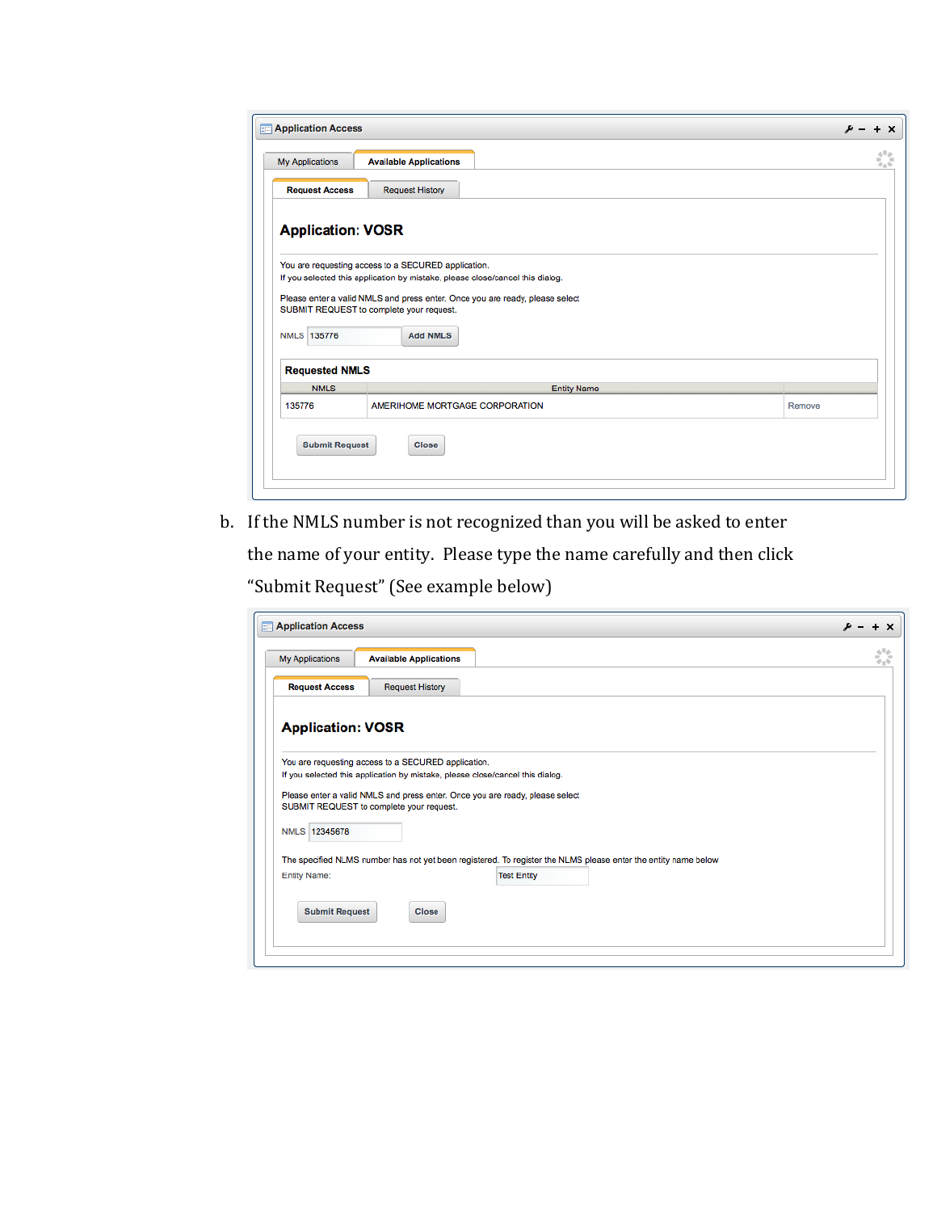**Application Access**

My Applications | Available Applications

Request Access | Request History

## Application: VOSR

You are requesting access to a SECURED application.
If you selected this application by mistake, please close/cancel this dialog.

Please enter a valid NMLS and press enter. Once you are ready, please select SUBMIT REQUEST to complete your request.

NMLS 135776 Add NMLS

**Requested NMLS**

| NMLS | Entity Name | |
|---|---|---|
| 135776 | AMERIHOME MORTGAGE CORPORATION | Remove |

Submit Request  Close

b. If the NMLS number is not recognized than you will be asked to enter the name of your entity. Please type the name carefully and then click "Submit Request" (See example below)

**Application Access**

My Applications | Available Applications

Request Access | Request History

## Application: VOSR

You are requesting access to a SECURED application.
If you selected this application by mistake, please close/cancel this dialog.

Please enter a valid NMLS and press enter. Once you are ready, please select SUBMIT REQUEST to complete your request.

NMLS 12345678

The specified NLMS number has not yet been registered. To register the NLMS please enter the entity name below

Entity Name: Test Entity

Submit Request  Close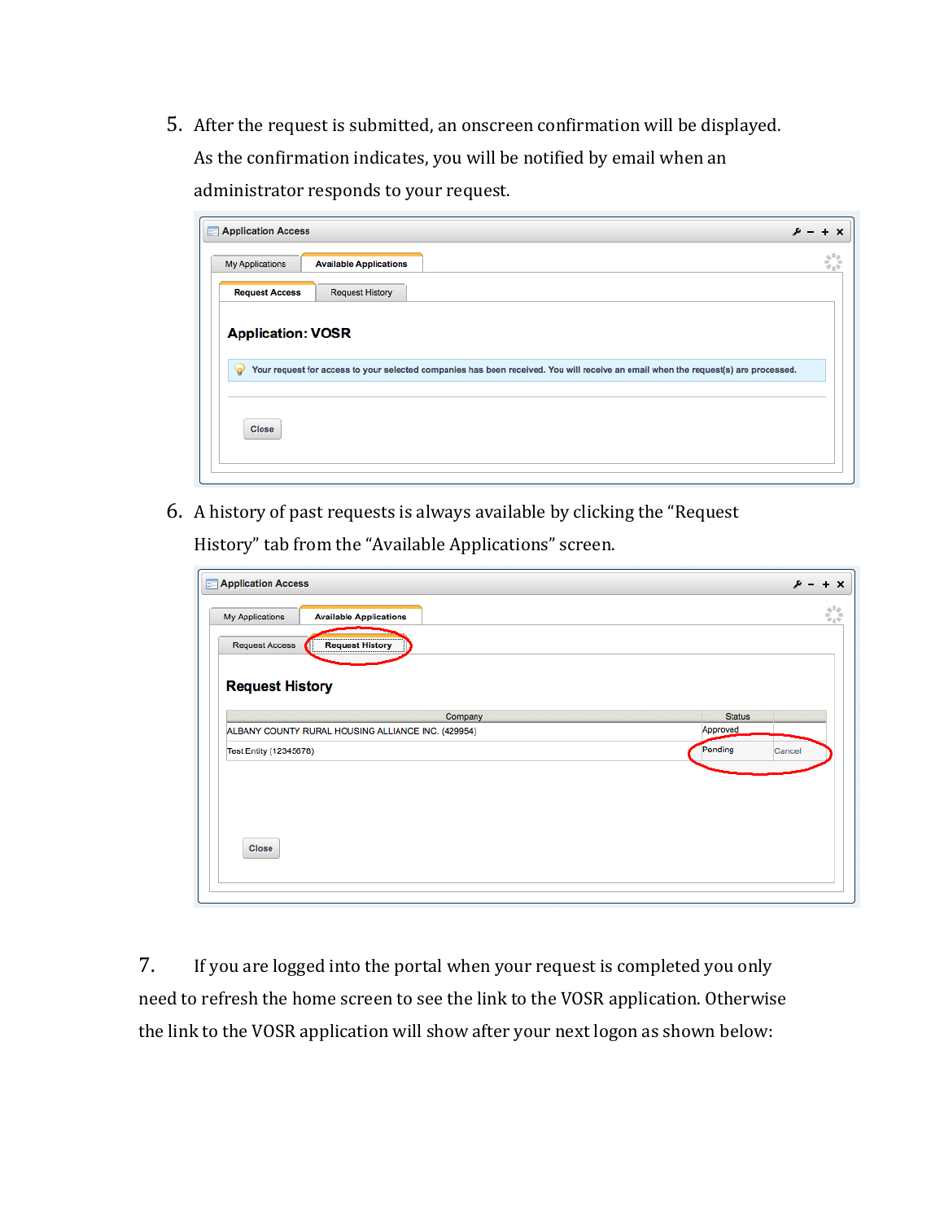5. After the request is submitted, an onscreen confirmation will be displayed. As the confirmation indicates, you will be notified by email when an administrator responds to your request.

6. A history of past requests is always available by clicking the "Request History" tab from the "Available Applications" screen.

7. If you are logged into the portal when your request is completed you only need to refresh the home screen to see the link to the VOSR application. Otherwise the link to the VOSR application will show after your next logon as shown below: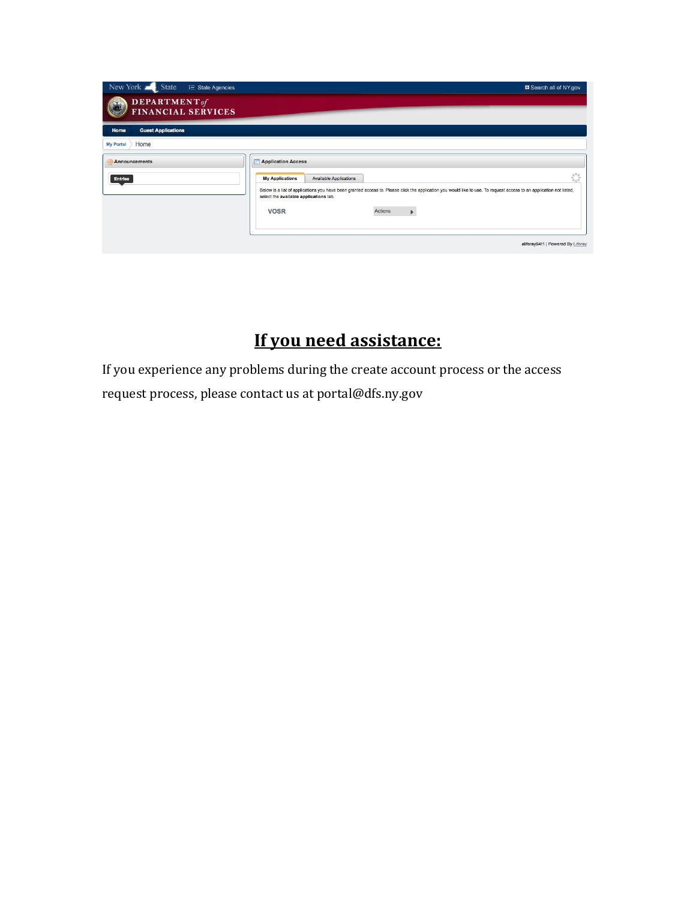## If you need assistance:

If you experience any problems during the create account process or the access request process, please contact us at portal@dfs.ny.gov